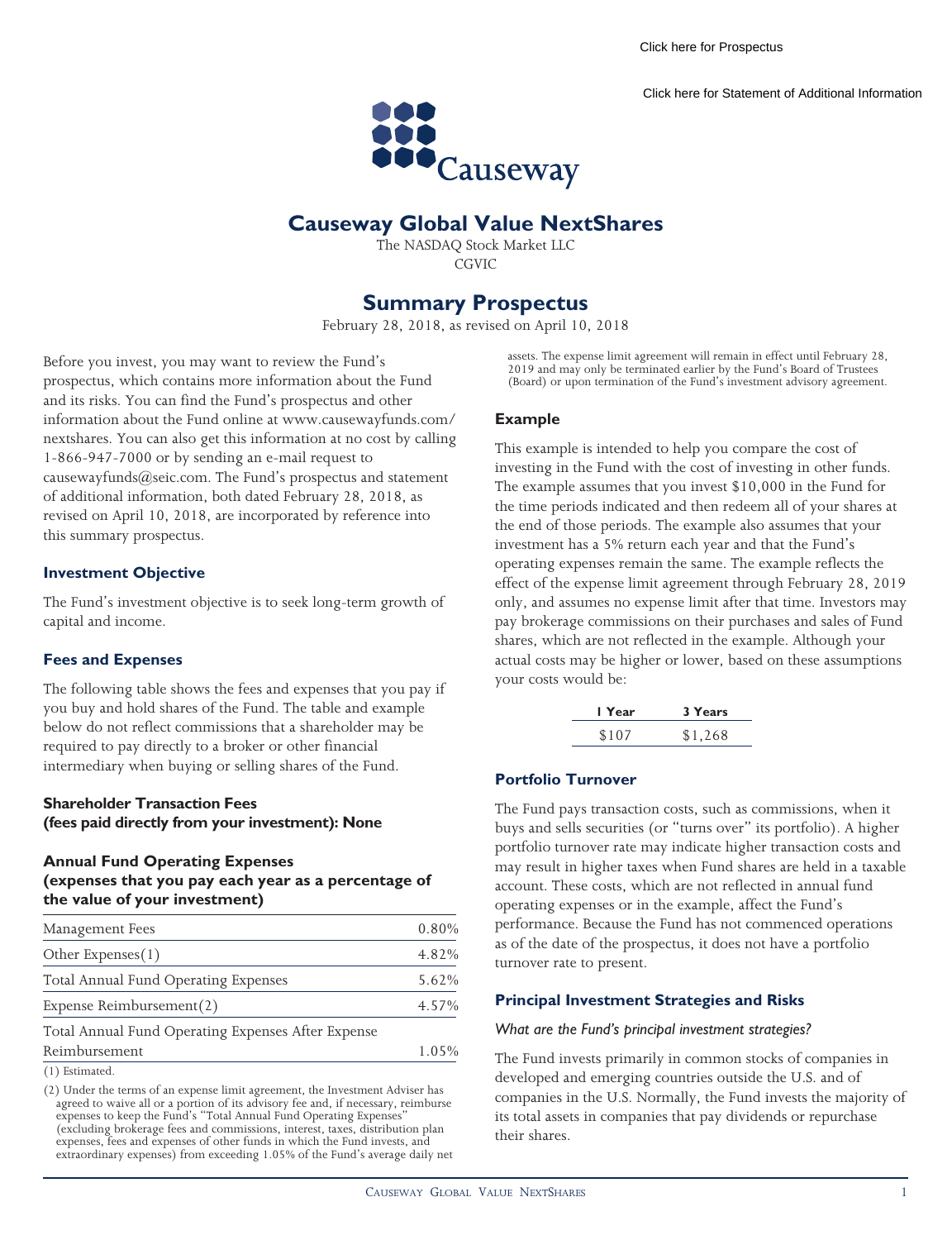Click here for Prospectus

Click here for Statement of Additional Information

Causeway

# Causeway Global Value NextShares

The NASDAQ Stock Market LLC
CGVIC

# Summary Prospectus

February 28, 2018, as revised on April 10, 2018

Before you invest, you may want to review the Fund's prospectus, which contains more information about the Fund and its risks. You can find the Fund's prospectus and other information about the Fund online at www.causewayfunds.com/nextshares. You can also get this information at no cost by calling 1-866-947-7000 or by sending an e-mail request to causewayfunds@seic.com. The Fund's prospectus and statement of additional information, both dated February 28, 2018, as revised on April 10, 2018, are incorporated by reference into this summary prospectus.

## Investment Objective

The Fund's investment objective is to seek long-term growth of capital and income.

## Fees and Expenses

The following table shows the fees and expenses that you pay if you buy and hold shares of the Fund. The table and example below do not reflect commissions that a shareholder may be required to pay directly to a broker or other financial intermediary when buying or selling shares of the Fund.

### Shareholder Transaction Fees (fees paid directly from your investment): None

### Annual Fund Operating Expenses (expenses that you pay each year as a percentage of the value of your investment)

| | |
|---|---|
| Management Fees | 0.80% |
| Other Expenses(1) | 4.82% |
| Total Annual Fund Operating Expenses | 5.62% |
| Expense Reimbursement(2) | 4.57% |
| Total Annual Fund Operating Expenses After Expense Reimbursement | 1.05% |

(1) Estimated.

(2) Under the terms of an expense limit agreement, the Investment Adviser has agreed to waive all or a portion of its advisory fee and, if necessary, reimburse expenses to keep the Fund's "Total Annual Fund Operating Expenses" (excluding brokerage fees and commissions, interest, taxes, distribution plan expenses, fees and expenses of other funds in which the Fund invests, and extraordinary expenses) from exceeding 1.05% of the Fund's average daily net assets. The expense limit agreement will remain in effect until February 28, 2019 and may only be terminated earlier by the Fund's Board of Trustees (Board) or upon termination of the Fund's investment advisory agreement.

## Example

This example is intended to help you compare the cost of investing in the Fund with the cost of investing in other funds. The example assumes that you invest $10,000 in the Fund for the time periods indicated and then redeem all of your shares at the end of those periods. The example also assumes that your investment has a 5% return each year and that the Fund's operating expenses remain the same. The example reflects the effect of the expense limit agreement through February 28, 2019 only, and assumes no expense limit after that time. Investors may pay brokerage commissions on their purchases and sales of Fund shares, which are not reflected in the example. Although your actual costs may be higher or lower, based on these assumptions your costs would be:

| 1 Year | 3 Years |
|---|---|
| $107 | $1,268 |

## Portfolio Turnover

The Fund pays transaction costs, such as commissions, when it buys and sells securities (or "turns over" its portfolio). A higher portfolio turnover rate may indicate higher transaction costs and may result in higher taxes when Fund shares are held in a taxable account. These costs, which are not reflected in annual fund operating expenses or in the example, affect the Fund's performance. Because the Fund has not commenced operations as of the date of the prospectus, it does not have a portfolio turnover rate to present.

## Principal Investment Strategies and Risks

*What are the Fund's principal investment strategies?*

The Fund invests primarily in common stocks of companies in developed and emerging countries outside the U.S. and of companies in the U.S. Normally, the Fund invests the majority of its total assets in companies that pay dividends or repurchase their shares.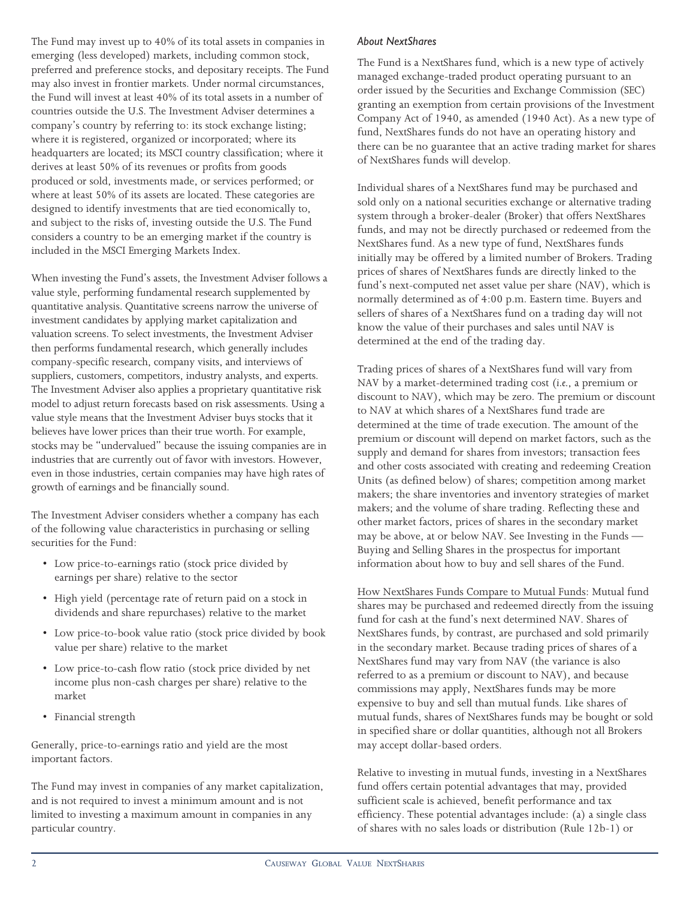The Fund may invest up to 40% of its total assets in companies in emerging (less developed) markets, including common stock, preferred and preference stocks, and depositary receipts. The Fund may also invest in frontier markets. Under normal circumstances, the Fund will invest at least 40% of its total assets in a number of countries outside the U.S. The Investment Adviser determines a company's country by referring to: its stock exchange listing; where it is registered, organized or incorporated; where its headquarters are located; its MSCI country classification; where it derives at least 50% of its revenues or profits from goods produced or sold, investments made, or services performed; or where at least 50% of its assets are located. These categories are designed to identify investments that are tied economically to, and subject to the risks of, investing outside the U.S. The Fund considers a country to be an emerging market if the country is included in the MSCI Emerging Markets Index.

When investing the Fund's assets, the Investment Adviser follows a value style, performing fundamental research supplemented by quantitative analysis. Quantitative screens narrow the universe of investment candidates by applying market capitalization and valuation screens. To select investments, the Investment Adviser then performs fundamental research, which generally includes company-specific research, company visits, and interviews of suppliers, customers, competitors, industry analysts, and experts. The Investment Adviser also applies a proprietary quantitative risk model to adjust return forecasts based on risk assessments. Using a value style means that the Investment Adviser buys stocks that it believes have lower prices than their true worth. For example, stocks may be "undervalued" because the issuing companies are in industries that are currently out of favor with investors. However, even in those industries, certain companies may have high rates of growth of earnings and be financially sound.

The Investment Adviser considers whether a company has each of the following value characteristics in purchasing or selling securities for the Fund:

- Low price-to-earnings ratio (stock price divided by earnings per share) relative to the sector
- High yield (percentage rate of return paid on a stock in dividends and share repurchases) relative to the market
- Low price-to-book value ratio (stock price divided by book value per share) relative to the market
- Low price-to-cash flow ratio (stock price divided by net income plus non-cash charges per share) relative to the market
- Financial strength

Generally, price-to-earnings ratio and yield are the most important factors.

The Fund may invest in companies of any market capitalization, and is not required to invest a minimum amount and is not limited to investing a maximum amount in companies in any particular country.

*About NextShares*

The Fund is a NextShares fund, which is a new type of actively managed exchange-traded product operating pursuant to an order issued by the Securities and Exchange Commission (SEC) granting an exemption from certain provisions of the Investment Company Act of 1940, as amended (1940 Act). As a new type of fund, NextShares funds do not have an operating history and there can be no guarantee that an active trading market for shares of NextShares funds will develop.

Individual shares of a NextShares fund may be purchased and sold only on a national securities exchange or alternative trading system through a broker-dealer (Broker) that offers NextShares funds, and may not be directly purchased or redeemed from the NextShares fund. As a new type of fund, NextShares funds initially may be offered by a limited number of Brokers. Trading prices of shares of NextShares funds are directly linked to the fund's next-computed net asset value per share (NAV), which is normally determined as of 4:00 p.m. Eastern time. Buyers and sellers of shares of a NextShares fund on a trading day will not know the value of their purchases and sales until NAV is determined at the end of the trading day.

Trading prices of shares of a NextShares fund will vary from NAV by a market-determined trading cost (*i.e.*, a premium or discount to NAV), which may be zero. The premium or discount to NAV at which shares of a NextShares fund trade are determined at the time of trade execution. The amount of the premium or discount will depend on market factors, such as the supply and demand for shares from investors; transaction fees and other costs associated with creating and redeeming Creation Units (as defined below) of shares; competition among market makers; the share inventories and inventory strategies of market makers; and the volume of share trading. Reflecting these and other market factors, prices of shares in the secondary market may be above, at or below NAV. See Investing in the Funds — Buying and Selling Shares in the prospectus for important information about how to buy and sell shares of the Fund.

How NextShares Funds Compare to Mutual Funds: Mutual fund shares may be purchased and redeemed directly from the issuing fund for cash at the fund's next determined NAV. Shares of NextShares funds, by contrast, are purchased and sold primarily in the secondary market. Because trading prices of shares of a NextShares fund may vary from NAV (the variance is also referred to as a premium or discount to NAV), and because commissions may apply, NextShares funds may be more expensive to buy and sell than mutual funds. Like shares of mutual funds, shares of NextShares funds may be bought or sold in specified share or dollar quantities, although not all Brokers may accept dollar-based orders.

Relative to investing in mutual funds, investing in a NextShares fund offers certain potential advantages that may, provided sufficient scale is achieved, benefit performance and tax efficiency. These potential advantages include: (a) a single class of shares with no sales loads or distribution (Rule 12b-1) or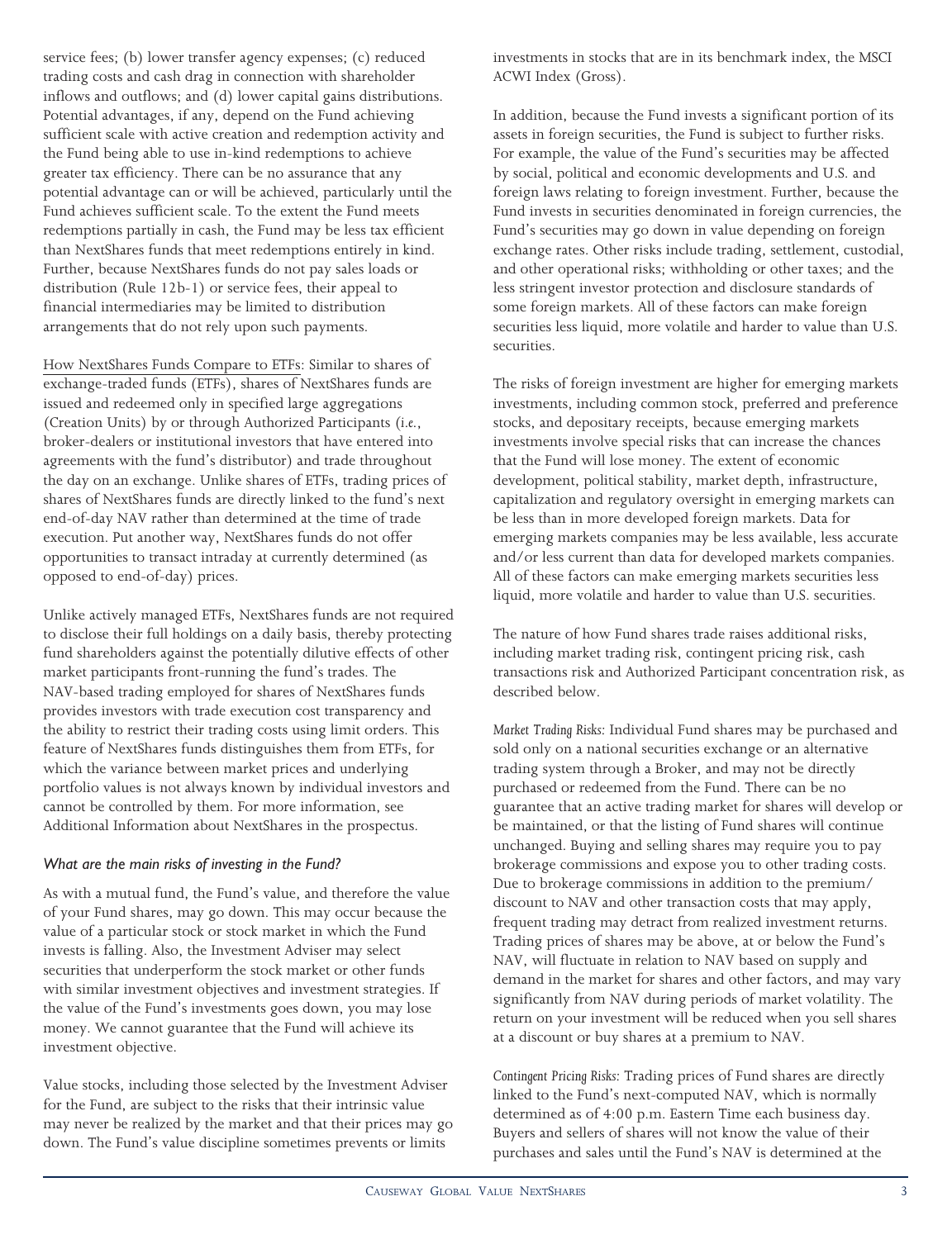service fees; (b) lower transfer agency expenses; (c) reduced trading costs and cash drag in connection with shareholder inflows and outflows; and (d) lower capital gains distributions. Potential advantages, if any, depend on the Fund achieving sufficient scale with active creation and redemption activity and the Fund being able to use in-kind redemptions to achieve greater tax efficiency. There can be no assurance that any potential advantage can or will be achieved, particularly until the Fund achieves sufficient scale. To the extent the Fund meets redemptions partially in cash, the Fund may be less tax efficient than NextShares funds that meet redemptions entirely in kind. Further, because NextShares funds do not pay sales loads or distribution (Rule 12b-1) or service fees, their appeal to financial intermediaries may be limited to distribution arrangements that do not rely upon such payments.

How NextShares Funds Compare to ETFs: Similar to shares of exchange-traded funds (ETFs), shares of NextShares funds are issued and redeemed only in specified large aggregations (Creation Units) by or through Authorized Participants (*i.e.*, broker-dealers or institutional investors that have entered into agreements with the fund's distributor) and trade throughout the day on an exchange. Unlike shares of ETFs, trading prices of shares of NextShares funds are directly linked to the fund's next end-of-day NAV rather than determined at the time of trade execution. Put another way, NextShares funds do not offer opportunities to transact intraday at currently determined (as opposed to end-of-day) prices.

Unlike actively managed ETFs, NextShares funds are not required to disclose their full holdings on a daily basis, thereby protecting fund shareholders against the potentially dilutive effects of other market participants front-running the fund's trades. The NAV-based trading employed for shares of NextShares funds provides investors with trade execution cost transparency and the ability to restrict their trading costs using limit orders. This feature of NextShares funds distinguishes them from ETFs, for which the variance between market prices and underlying portfolio values is not always known by individual investors and cannot be controlled by them. For more information, see Additional Information about NextShares in the prospectus.

### *What are the main risks of investing in the Fund?*

As with a mutual fund, the Fund's value, and therefore the value of your Fund shares, may go down. This may occur because the value of a particular stock or stock market in which the Fund invests is falling. Also, the Investment Adviser may select securities that underperform the stock market or other funds with similar investment objectives and investment strategies. If the value of the Fund's investments goes down, you may lose money. We cannot guarantee that the Fund will achieve its investment objective.

Value stocks, including those selected by the Investment Adviser for the Fund, are subject to the risks that their intrinsic value may never be realized by the market and that their prices may go down. The Fund's value discipline sometimes prevents or limits investments in stocks that are in its benchmark index, the MSCI ACWI Index (Gross).

In addition, because the Fund invests a significant portion of its assets in foreign securities, the Fund is subject to further risks. For example, the value of the Fund's securities may be affected by social, political and economic developments and U.S. and foreign laws relating to foreign investment. Further, because the Fund invests in securities denominated in foreign currencies, the Fund's securities may go down in value depending on foreign exchange rates. Other risks include trading, settlement, custodial, and other operational risks; withholding or other taxes; and the less stringent investor protection and disclosure standards of some foreign markets. All of these factors can make foreign securities less liquid, more volatile and harder to value than U.S. securities.

The risks of foreign investment are higher for emerging markets investments, including common stock, preferred and preference stocks, and depositary receipts, because emerging markets investments involve special risks that can increase the chances that the Fund will lose money. The extent of economic development, political stability, market depth, infrastructure, capitalization and regulatory oversight in emerging markets can be less than in more developed foreign markets. Data for emerging markets companies may be less available, less accurate and/or less current than data for developed markets companies. All of these factors can make emerging markets securities less liquid, more volatile and harder to value than U.S. securities.

The nature of how Fund shares trade raises additional risks, including market trading risk, contingent pricing risk, cash transactions risk and Authorized Participant concentration risk, as described below.

*Market Trading Risks:* Individual Fund shares may be purchased and sold only on a national securities exchange or an alternative trading system through a Broker, and may not be directly purchased or redeemed from the Fund. There can be no guarantee that an active trading market for shares will develop or be maintained, or that the listing of Fund shares will continue unchanged. Buying and selling shares may require you to pay brokerage commissions and expose you to other trading costs. Due to brokerage commissions in addition to the premium/discount to NAV and other transaction costs that may apply, frequent trading may detract from realized investment returns. Trading prices of shares may be above, at or below the Fund's NAV, will fluctuate in relation to NAV based on supply and demand in the market for shares and other factors, and may vary significantly from NAV during periods of market volatility. The return on your investment will be reduced when you sell shares at a discount or buy shares at a premium to NAV.

*Contingent Pricing Risks:* Trading prices of Fund shares are directly linked to the Fund's next-computed NAV, which is normally determined as of 4:00 p.m. Eastern Time each business day. Buyers and sellers of shares will not know the value of their purchases and sales until the Fund's NAV is determined at the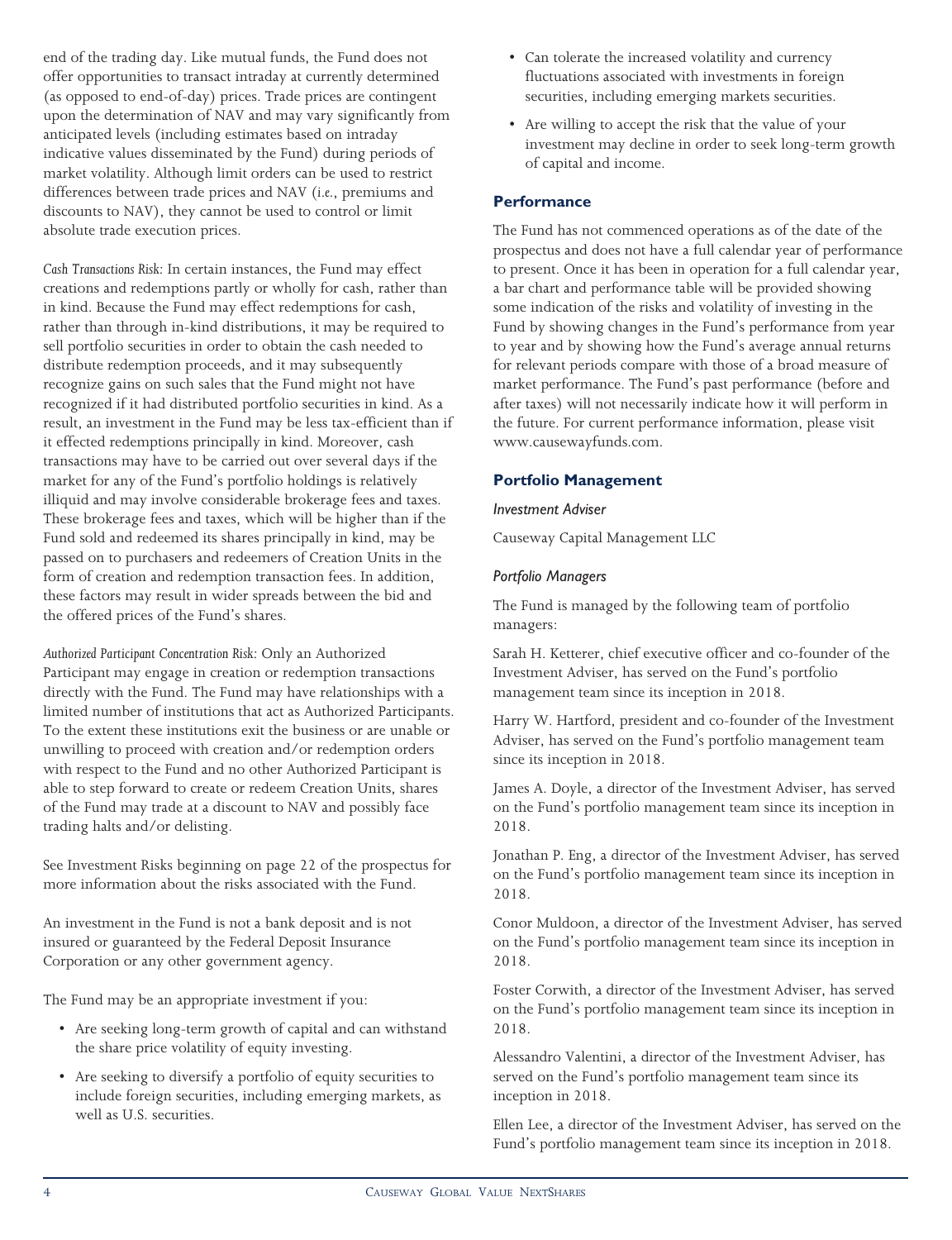end of the trading day. Like mutual funds, the Fund does not offer opportunities to transact intraday at currently determined (as opposed to end-of-day) prices. Trade prices are contingent upon the determination of NAV and may vary significantly from anticipated levels (including estimates based on intraday indicative values disseminated by the Fund) during periods of market volatility. Although limit orders can be used to restrict differences between trade prices and NAV (*i.e.*, premiums and discounts to NAV), they cannot be used to control or limit absolute trade execution prices.

*Cash Transactions Risk:* In certain instances, the Fund may effect creations and redemptions partly or wholly for cash, rather than in kind. Because the Fund may effect redemptions for cash, rather than through in-kind distributions, it may be required to sell portfolio securities in order to obtain the cash needed to distribute redemption proceeds, and it may subsequently recognize gains on such sales that the Fund might not have recognized if it had distributed portfolio securities in kind. As a result, an investment in the Fund may be less tax-efficient than if it effected redemptions principally in kind. Moreover, cash transactions may have to be carried out over several days if the market for any of the Fund's portfolio holdings is relatively illiquid and may involve considerable brokerage fees and taxes. These brokerage fees and taxes, which will be higher than if the Fund sold and redeemed its shares principally in kind, may be passed on to purchasers and redeemers of Creation Units in the form of creation and redemption transaction fees. In addition, these factors may result in wider spreads between the bid and the offered prices of the Fund's shares.

*Authorized Participant Concentration Risk:* Only an Authorized Participant may engage in creation or redemption transactions directly with the Fund. The Fund may have relationships with a limited number of institutions that act as Authorized Participants. To the extent these institutions exit the business or are unable or unwilling to proceed with creation and/or redemption orders with respect to the Fund and no other Authorized Participant is able to step forward to create or redeem Creation Units, shares of the Fund may trade at a discount to NAV and possibly face trading halts and/or delisting.

See Investment Risks beginning on page 22 of the prospectus for more information about the risks associated with the Fund.

An investment in the Fund is not a bank deposit and is not insured or guaranteed by the Federal Deposit Insurance Corporation or any other government agency.

The Fund may be an appropriate investment if you:

- Are seeking long-term growth of capital and can withstand the share price volatility of equity investing.
- Are seeking to diversify a portfolio of equity securities to include foreign securities, including emerging markets, as well as U.S. securities.
- Can tolerate the increased volatility and currency fluctuations associated with investments in foreign securities, including emerging markets securities.
- Are willing to accept the risk that the value of your investment may decline in order to seek long-term growth of capital and income.

## Performance

The Fund has not commenced operations as of the date of the prospectus and does not have a full calendar year of performance to present. Once it has been in operation for a full calendar year, a bar chart and performance table will be provided showing some indication of the risks and volatility of investing in the Fund by showing changes in the Fund's performance from year to year and by showing how the Fund's average annual returns for relevant periods compare with those of a broad measure of market performance. The Fund's past performance (before and after taxes) will not necessarily indicate how it will perform in the future. For current performance information, please visit www.causewayfunds.com.

## Portfolio Management

### *Investment Adviser*

Causeway Capital Management LLC

### *Portfolio Managers*

The Fund is managed by the following team of portfolio managers:

Sarah H. Ketterer, chief executive officer and co-founder of the Investment Adviser, has served on the Fund's portfolio management team since its inception in 2018.

Harry W. Hartford, president and co-founder of the Investment Adviser, has served on the Fund's portfolio management team since its inception in 2018.

James A. Doyle, a director of the Investment Adviser, has served on the Fund's portfolio management team since its inception in 2018.

Jonathan P. Eng, a director of the Investment Adviser, has served on the Fund's portfolio management team since its inception in 2018.

Conor Muldoon, a director of the Investment Adviser, has served on the Fund's portfolio management team since its inception in 2018.

Foster Corwith, a director of the Investment Adviser, has served on the Fund's portfolio management team since its inception in 2018.

Alessandro Valentini, a director of the Investment Adviser, has served on the Fund's portfolio management team since its inception in 2018.

Ellen Lee, a director of the Investment Adviser, has served on the Fund's portfolio management team since its inception in 2018.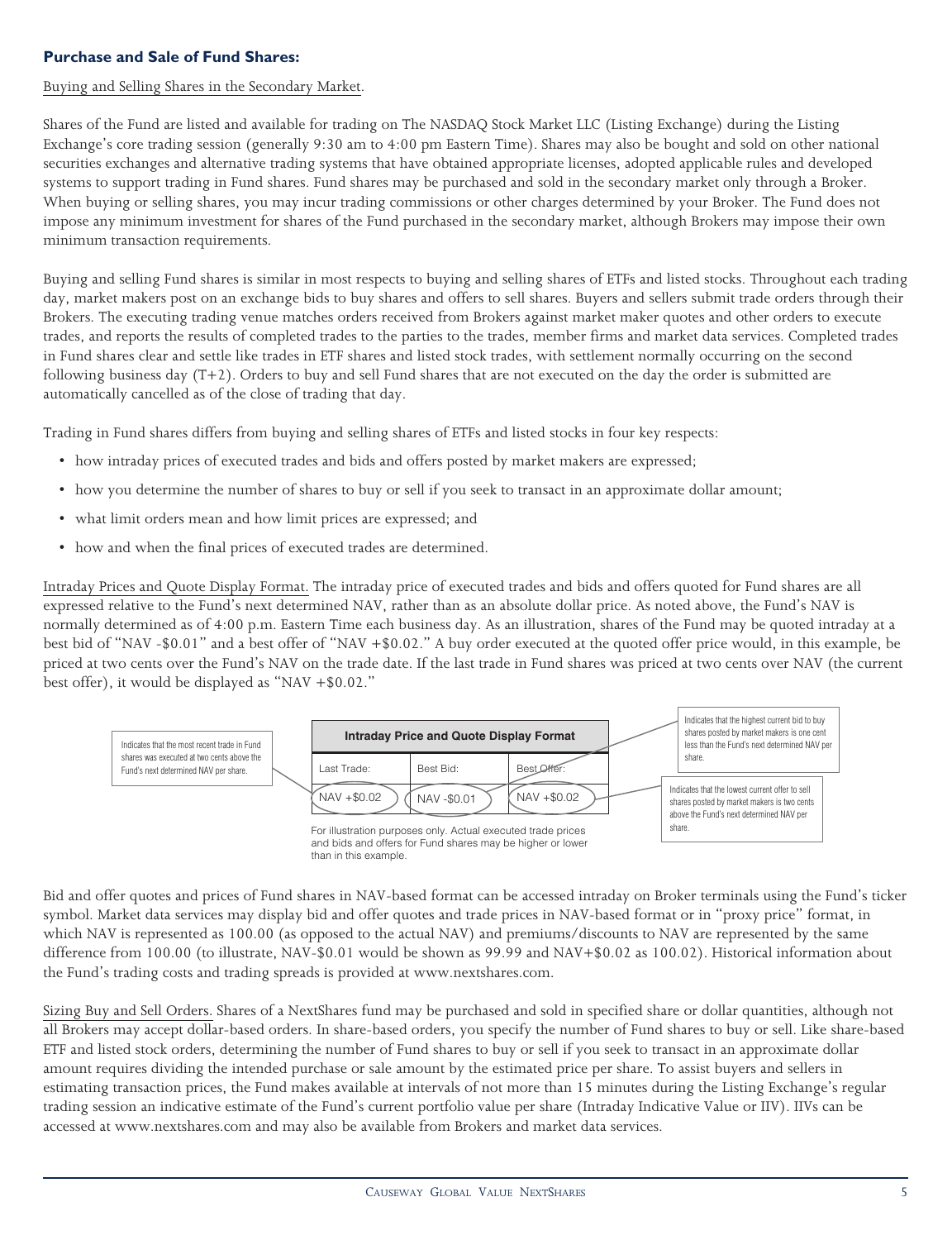**Purchase and Sale of Fund Shares:**

Buying and Selling Shares in the Secondary Market.

Shares of the Fund are listed and available for trading on The NASDAQ Stock Market LLC (Listing Exchange) during the Listing Exchange's core trading session (generally 9:30 am to 4:00 pm Eastern Time). Shares may also be bought and sold on other national securities exchanges and alternative trading systems that have obtained appropriate licenses, adopted applicable rules and developed systems to support trading in Fund shares. Fund shares may be purchased and sold in the secondary market only through a Broker. When buying or selling shares, you may incur trading commissions or other charges determined by your Broker. The Fund does not impose any minimum investment for shares of the Fund purchased in the secondary market, although Brokers may impose their own minimum transaction requirements.

Buying and selling Fund shares is similar in most respects to buying and selling shares of ETFs and listed stocks. Throughout each trading day, market makers post on an exchange bids to buy shares and offers to sell shares. Buyers and sellers submit trade orders through their Brokers. The executing trading venue matches orders received from Brokers against market maker quotes and other orders to execute trades, and reports the results of completed trades to the parties to the trades, member firms and market data services. Completed trades in Fund shares clear and settle like trades in ETF shares and listed stock trades, with settlement normally occurring on the second following business day (T+2). Orders to buy and sell Fund shares that are not executed on the day the order is submitted are automatically cancelled as of the close of trading that day.

Trading in Fund shares differs from buying and selling shares of ETFs and listed stocks in four key respects:

- how intraday prices of executed trades and bids and offers posted by market makers are expressed;
- how you determine the number of shares to buy or sell if you seek to transact in an approximate dollar amount;
- what limit orders mean and how limit prices are expressed; and
- how and when the final prices of executed trades are determined.

Intraday Prices and Quote Display Format. The intraday price of executed trades and bids and offers quoted for Fund shares are all expressed relative to the Fund's next determined NAV, rather than as an absolute dollar price. As noted above, the Fund's NAV is normally determined as of 4:00 p.m. Eastern Time each business day. As an illustration, shares of the Fund may be quoted intraday at a best bid of "NAV -$0.01" and a best offer of "NAV +$0.02." A buy order executed at the quoted offer price would, in this example, be priced at two cents over the Fund's NAV on the trade date. If the last trade in Fund shares was priced at two cents over NAV (the current best offer), it would be displayed as "NAV +$0.02."

**Intraday Price and Quote Display Format**

| Last Trade: | Best Bid: | Best Offer: |
|---|---|---|
| NAV +$0.02 | NAV -$0.01 | NAV +$0.02 |

Last Trade: Indicates that the most recent trade in Fund shares was executed at two cents above the Fund's next determined NAV per share.

Best Bid: Indicates that the highest current bid to buy shares posted by market makers is one cent less than the Fund's next determined NAV per share.

Best Offer: Indicates that the lowest current offer to sell shares posted by market makers is two cents above the Fund's next determined NAV per share.

For illustration purposes only. Actual executed trade prices and bids and offers for Fund shares may be higher or lower than in this example.

Bid and offer quotes and prices of Fund shares in NAV-based format can be accessed intraday on Broker terminals using the Fund's ticker symbol. Market data services may display bid and offer quotes and trade prices in NAV-based format or in "proxy price" format, in which NAV is represented as 100.00 (as opposed to the actual NAV) and premiums/discounts to NAV are represented by the same difference from 100.00 (to illustrate, NAV-$0.01 would be shown as 99.99 and NAV+$0.02 as 100.02). Historical information about the Fund's trading costs and trading spreads is provided at www.nextshares.com.

Sizing Buy and Sell Orders. Shares of a NextShares fund may be purchased and sold in specified share or dollar quantities, although not all Brokers may accept dollar-based orders. In share-based orders, you specify the number of Fund shares to buy or sell. Like share-based ETF and listed stock orders, determining the number of Fund shares to buy or sell if you seek to transact in an approximate dollar amount requires dividing the intended purchase or sale amount by the estimated price per share. To assist buyers and sellers in estimating transaction prices, the Fund makes available at intervals of not more than 15 minutes during the Listing Exchange's regular trading session an indicative estimate of the Fund's current portfolio value per share (Intraday Indicative Value or IIV). IIVs can be accessed at www.nextshares.com and may also be available from Brokers and market data services.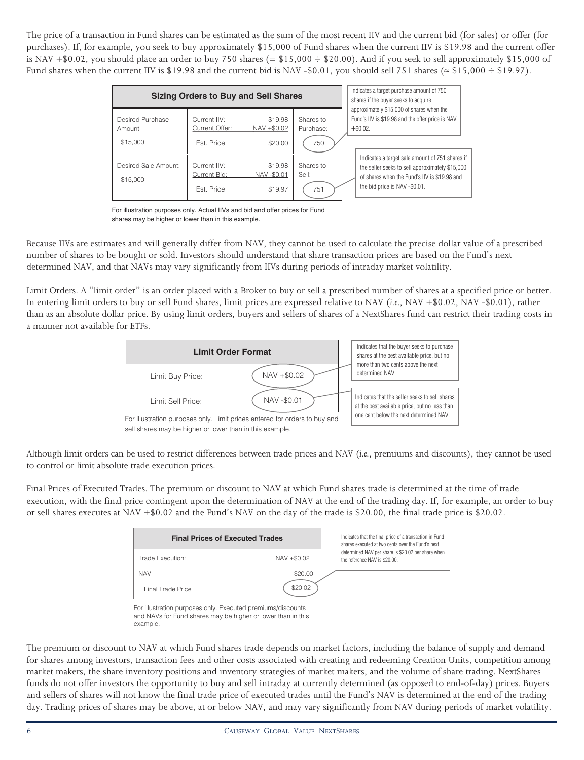The price of a transaction in Fund shares can be estimated as the sum of the most recent IIV and the current bid (for sales) or offer (for purchases). If, for example, you seek to buy approximately $15,000 of Fund shares when the current IIV is $19.98 and the current offer is NAV +$0.02, you should place an order to buy 750 shares (= $15,000 ÷ $20.00). And if you seek to sell approximately $15,000 of Fund shares when the current IIV is $19.98 and the current bid is NAV -$0.01, you should sell 751 shares (≈ $15,000 ÷ $19.97).

| Sizing Orders to Buy and Sell Shares | | | |
|---|---|---|---|
| Desired Purchase Amount: $15,000 | Current IIV: $19.98<br>Current Offer: NAV +$0.02<br>Est. Price $20.00 | Shares to Purchase: | 750 |
| Desired Sale Amount: $15,000 | Current IIV: $19.98<br>Current Bid: NAV -$0.01<br>Est. Price $19.97 | Shares to Sell: | 751 |

Indicates a target purchase amount of 750 shares if the buyer seeks to acquire approximately $15,000 of shares when the Fund's IIV is $19.98 and the offer price is NAV +$0.02.

Indicates a target sale amount of 751 shares if the seller seeks to sell approximately $15,000 of shares when the Fund's IIV is $19.98 and the bid price is NAV -$0.01.

For illustration purposes only. Actual IIVs and bid and offer prices for Fund shares may be higher or lower than in this example.

Because IIVs are estimates and will generally differ from NAV, they cannot be used to calculate the precise dollar value of a prescribed number of shares to be bought or sold. Investors should understand that share transaction prices are based on the Fund's next determined NAV, and that NAVs may vary significantly from IIVs during periods of intraday market volatility.

Limit Orders. A "limit order" is an order placed with a Broker to buy or sell a prescribed number of shares at a specified price or better. In entering limit orders to buy or sell Fund shares, limit prices are expressed relative to NAV (*i.e.*, NAV +$0.02, NAV -$0.01), rather than as an absolute dollar price. By using limit orders, buyers and sellers of shares of a NextShares fund can restrict their trading costs in a manner not available for ETFs.

| Limit Order Format | |
|---|---|
| Limit Buy Price: | NAV +$0.02 |
| Limit Sell Price: | NAV -$0.01 |

Indicates that the buyer seeks to purchase shares at the best available price, but no more than two cents above the next determined NAV.

Indicates that the seller seeks to sell shares at the best available price, but no less than one cent below the next determined NAV.

For illustration purposes only. Limit prices entered for orders to buy and sell shares may be higher or lower than in this example.

Although limit orders can be used to restrict differences between trade prices and NAV (*i.e.*, premiums and discounts), they cannot be used to control or limit absolute trade execution prices.

Final Prices of Executed Trades. The premium or discount to NAV at which Fund shares trade is determined at the time of trade execution, with the final price contingent upon the determination of NAV at the end of the trading day. If, for example, an order to buy or sell shares executes at NAV +$0.02 and the Fund's NAV on the day of the trade is $20.00, the final trade price is $20.02.

| Final Prices of Executed Trades | |
|---|---|
| Trade Execution: | NAV +$0.02 |
| NAV: | $20.00 |
| Final Trade Price | $20.02 |

Indicates that the final price of a transaction in Fund shares executed at two cents over the Fund's next determined NAV per share is $20.02 per share when the reference NAV is $20.00.

For illustration purposes only. Executed premiums/discounts and NAVs for Fund shares may be higher or lower than in this example.

The premium or discount to NAV at which Fund shares trade depends on market factors, including the balance of supply and demand for shares among investors, transaction fees and other costs associated with creating and redeeming Creation Units, competition among market makers, the share inventory positions and inventory strategies of market makers, and the volume of share trading. NextShares funds do not offer investors the opportunity to buy and sell intraday at currently determined (as opposed to end-of-day) prices. Buyers and sellers of shares will not know the final trade price of executed trades until the Fund's NAV is determined at the end of the trading day. Trading prices of shares may be above, at or below NAV, and may vary significantly from NAV during periods of market volatility.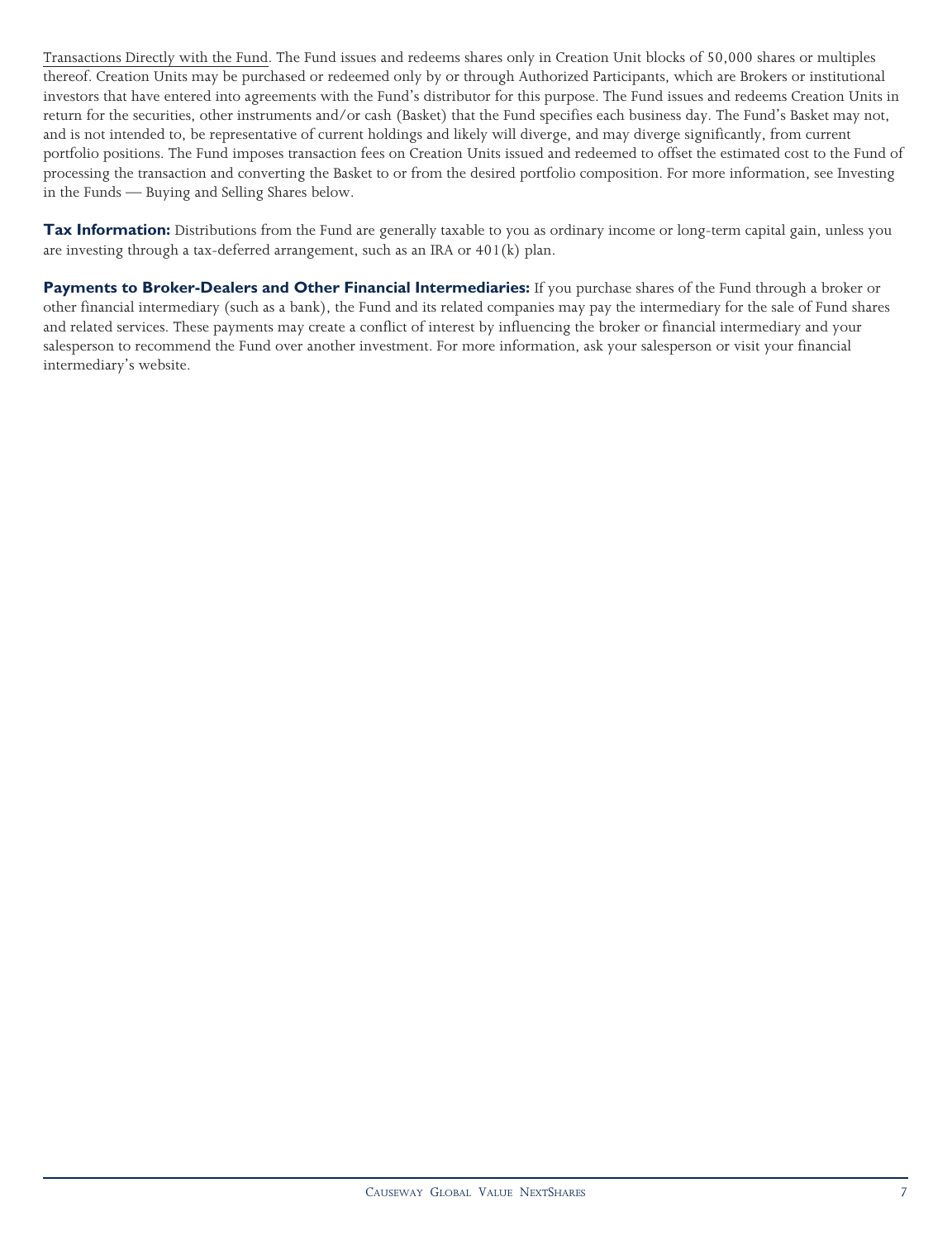Transactions Directly with the Fund. The Fund issues and redeems shares only in Creation Unit blocks of 50,000 shares or multiples thereof. Creation Units may be purchased or redeemed only by or through Authorized Participants, which are Brokers or institutional investors that have entered into agreements with the Fund's distributor for this purpose. The Fund issues and redeems Creation Units in return for the securities, other instruments and/or cash (Basket) that the Fund specifies each business day. The Fund's Basket may not, and is not intended to, be representative of current holdings and likely will diverge, and may diverge significantly, from current portfolio positions. The Fund imposes transaction fees on Creation Units issued and redeemed to offset the estimated cost to the Fund of processing the transaction and converting the Basket to or from the desired portfolio composition. For more information, see Investing in the Funds — Buying and Selling Shares below.

**Tax Information:** Distributions from the Fund are generally taxable to you as ordinary income or long-term capital gain, unless you are investing through a tax-deferred arrangement, such as an IRA or 401(k) plan.

**Payments to Broker-Dealers and Other Financial Intermediaries:** If you purchase shares of the Fund through a broker or other financial intermediary (such as a bank), the Fund and its related companies may pay the intermediary for the sale of Fund shares and related services. These payments may create a conflict of interest by influencing the broker or financial intermediary and your salesperson to recommend the Fund over another investment. For more information, ask your salesperson or visit your financial intermediary's website.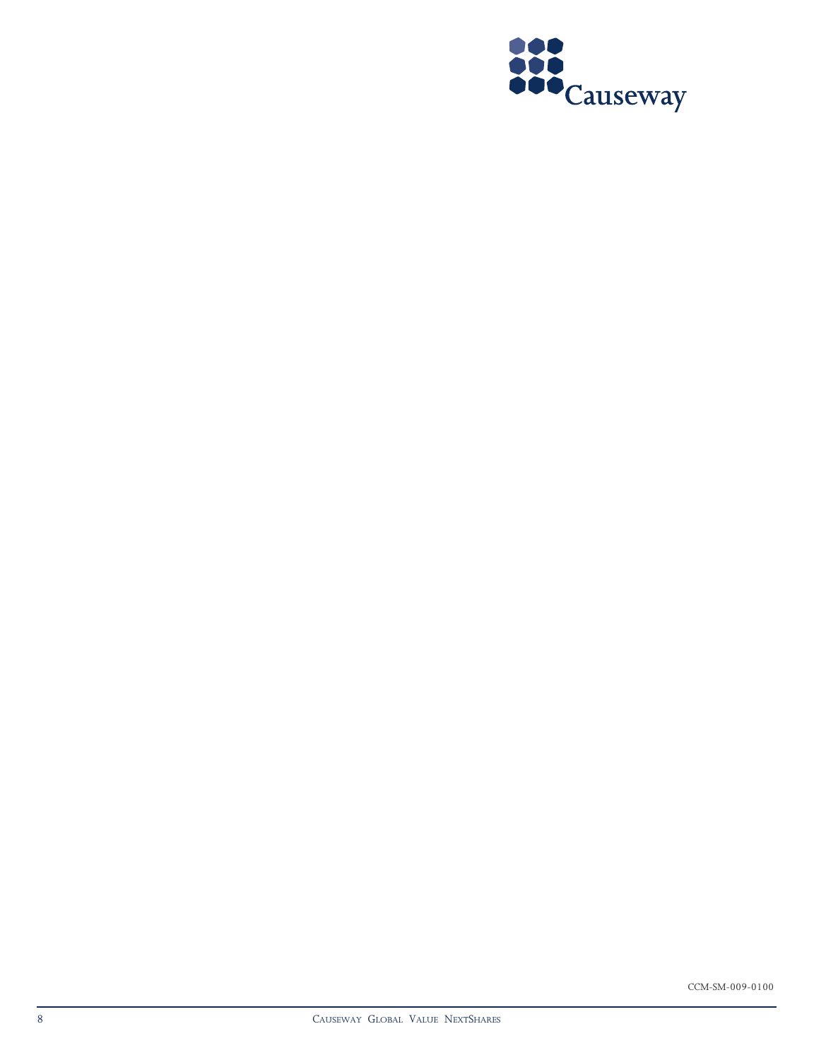Causeway

CCM-SM-009-0100